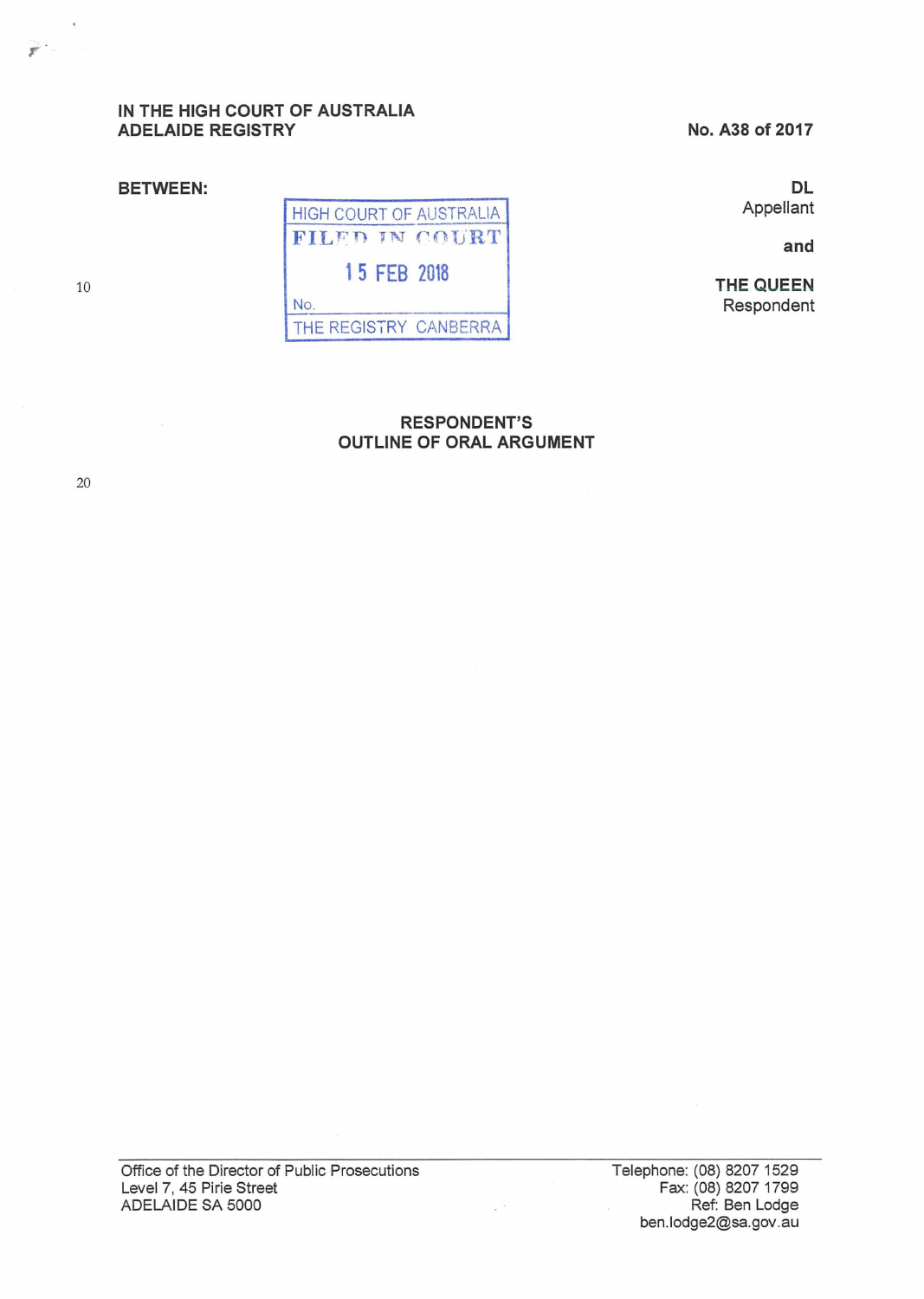IN THE HIGH COURT OF AUSTRALIA
ADELAIDE REGISTRY

No. A38 of 2017

BETWEEN:

HIGH COURT OF AUSTRALIA
FILED IN COURT
15 FEB 2018
No.
THE REGISTRY CANBERRA

**DL**
Appellant

**and**

**THE QUEEN**
Respondent

## RESPONDENT'S OUTLINE OF ORAL ARGUMENT

Office of the Director of Public Prosecutions
Level 7, 45 Pirie Street
ADELAIDE SA 5000

Telephone: (08) 8207 1529
Fax: (08) 8207 1799
Ref: Ben Lodge
ben.lodge2@sa.gov.au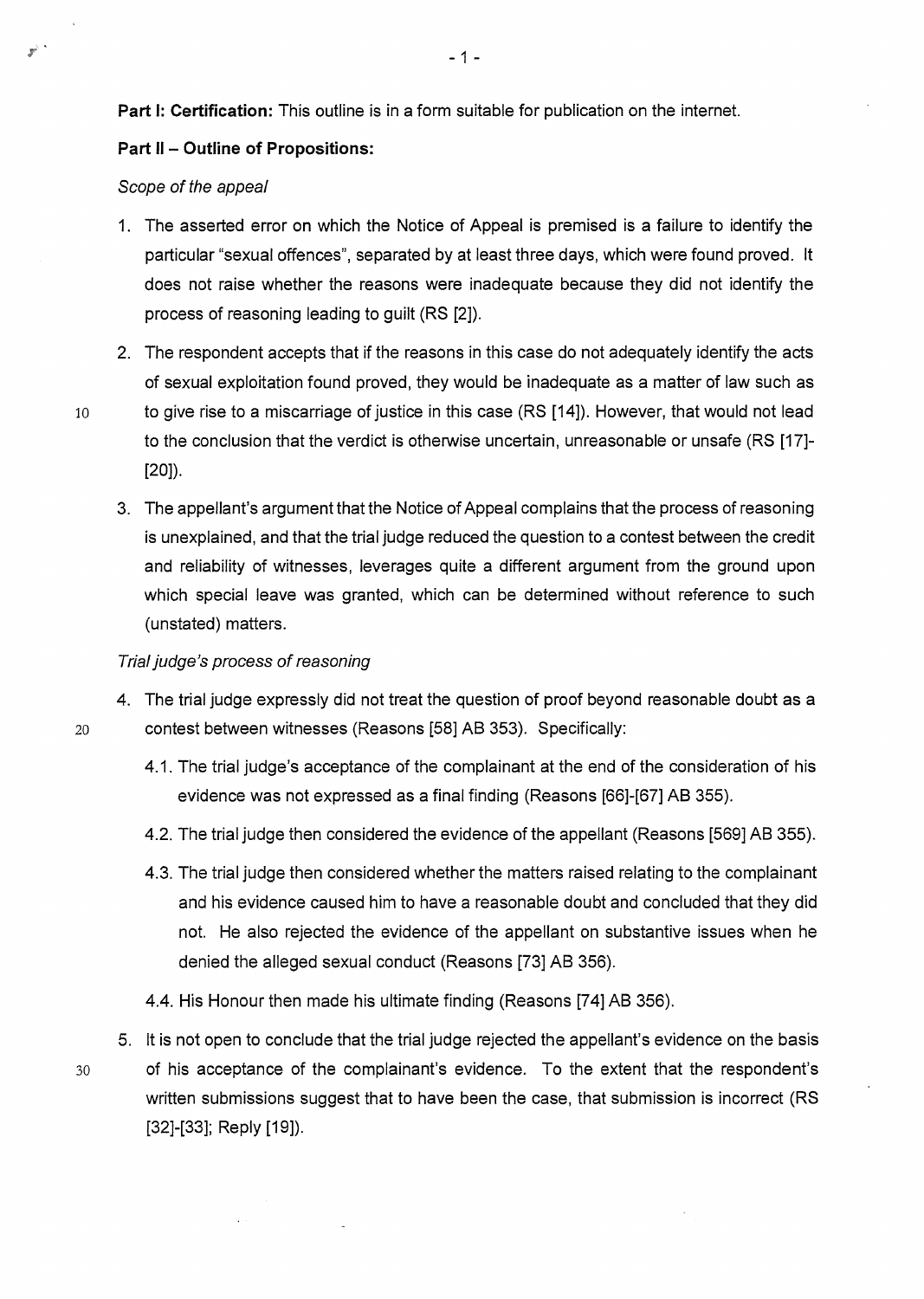**Part I: Certification:** This outline is in a form suitable for publication on the internet.

**Part II – Outline of Propositions:**

*Scope of the appeal*

1. The asserted error on which the Notice of Appeal is premised is a failure to identify the particular "sexual offences", separated by at least three days, which were found proved. It does not raise whether the reasons were inadequate because they did not identify the process of reasoning leading to guilt (RS [2]).

2. The respondent accepts that if the reasons in this case do not adequately identify the acts of sexual exploitation found proved, they would be inadequate as a matter of law such as to give rise to a miscarriage of justice in this case (RS [14]). However, that would not lead to the conclusion that the verdict is otherwise uncertain, unreasonable or unsafe (RS [17]-[20]).

3. The appellant's argument that the Notice of Appeal complains that the process of reasoning is unexplained, and that the trial judge reduced the question to a contest between the credit and reliability of witnesses, leverages quite a different argument from the ground upon which special leave was granted, which can be determined without reference to such (unstated) matters.

*Trial judge's process of reasoning*

4. The trial judge expressly did not treat the question of proof beyond reasonable doubt as a contest between witnesses (Reasons [58] AB 353). Specifically:

   4.1. The trial judge's acceptance of the complainant at the end of the consideration of his evidence was not expressed as a final finding (Reasons [66]-[67] AB 355).

   4.2. The trial judge then considered the evidence of the appellant (Reasons [569] AB 355).

   4.3. The trial judge then considered whether the matters raised relating to the complainant and his evidence caused him to have a reasonable doubt and concluded that they did not. He also rejected the evidence of the appellant on substantive issues when he denied the alleged sexual conduct (Reasons [73] AB 356).

   4.4. His Honour then made his ultimate finding (Reasons [74] AB 356).

5. It is not open to conclude that the trial judge rejected the appellant's evidence on the basis of his acceptance of the complainant's evidence. To the extent that the respondent's written submissions suggest that to have been the case, that submission is incorrect (RS [32]-[33]; Reply [19]).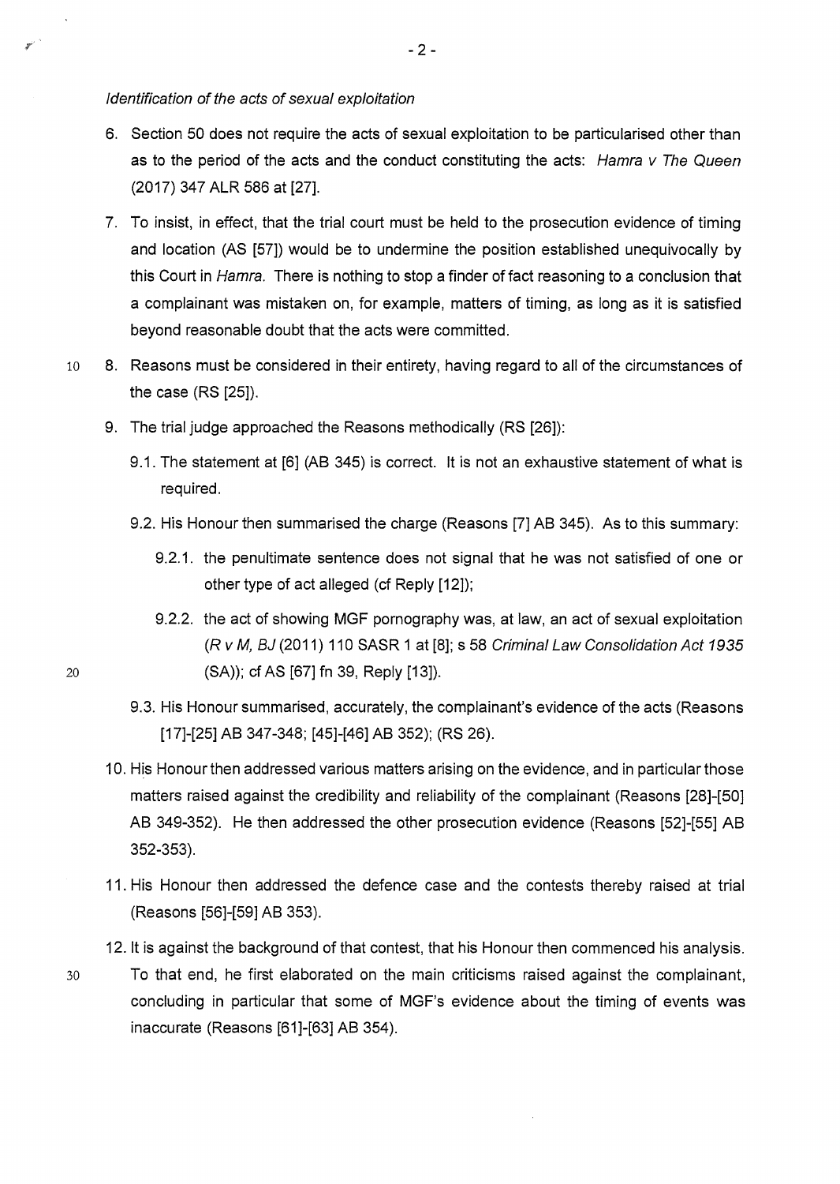*Identification of the acts of sexual exploitation*

6. Section 50 does not require the acts of sexual exploitation to be particularised other than as to the period of the acts and the conduct constituting the acts: *Hamra v The Queen* (2017) 347 ALR 586 at [27].

7. To insist, in effect, that the trial court must be held to the prosecution evidence of timing and location (AS [57]) would be to undermine the position established unequivocally by this Court in *Hamra*. There is nothing to stop a finder of fact reasoning to a conclusion that a complainant was mistaken on, for example, matters of timing, as long as it is satisfied beyond reasonable doubt that the acts were committed.

8. Reasons must be considered in their entirety, having regard to all of the circumstances of the case (RS [25]).

9. The trial judge approached the Reasons methodically (RS [26]):

   9.1. The statement at [6] (AB 345) is correct. It is not an exhaustive statement of what is required.

   9.2. His Honour then summarised the charge (Reasons [7] AB 345). As to this summary:

      9.2.1. the penultimate sentence does not signal that he was not satisfied of one or other type of act alleged (cf Reply [12]);

      9.2.2. the act of showing MGF pornography was, at law, an act of sexual exploitation (*R v M, BJ* (2011) 110 SASR 1 at [8]; s 58 *Criminal Law Consolidation Act 1935* (SA)); cf AS [67] fn 39, Reply [13]).

   9.3. His Honour summarised, accurately, the complainant's evidence of the acts (Reasons [17]-[25] AB 347-348; [45]-[46] AB 352); (RS 26).

10. His Honour then addressed various matters arising on the evidence, and in particular those matters raised against the credibility and reliability of the complainant (Reasons [28]-[50] AB 349-352). He then addressed the other prosecution evidence (Reasons [52]-[55] AB 352-353).

11. His Honour then addressed the defence case and the contests thereby raised at trial (Reasons [56]-[59] AB 353).

12. It is against the background of that contest, that his Honour then commenced his analysis. To that end, he first elaborated on the main criticisms raised against the complainant, concluding in particular that some of MGF's evidence about the timing of events was inaccurate (Reasons [61]-[63] AB 354).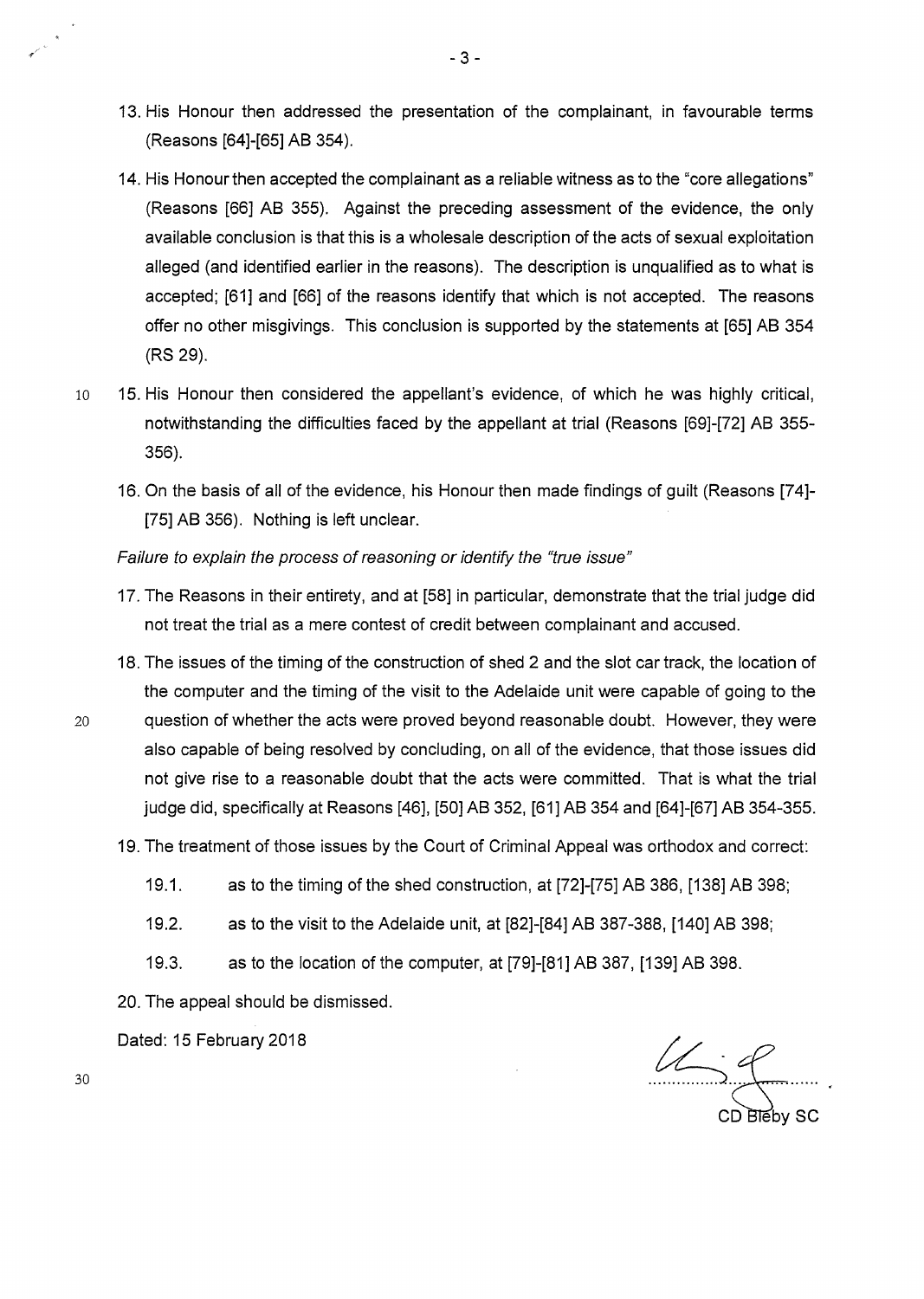13. His Honour then addressed the presentation of the complainant, in favourable terms (Reasons [64]-[65] AB 354).

14. His Honour then accepted the complainant as a reliable witness as to the "core allegations" (Reasons [66] AB 355). Against the preceding assessment of the evidence, the only available conclusion is that this is a wholesale description of the acts of sexual exploitation alleged (and identified earlier in the reasons). The description is unqualified as to what is accepted; [61] and [66] of the reasons identify that which is not accepted. The reasons offer no other misgivings. This conclusion is supported by the statements at [65] AB 354 (RS 29).

15. His Honour then considered the appellant's evidence, of which he was highly critical, notwithstanding the difficulties faced by the appellant at trial (Reasons [69]-[72] AB 355-356).

16. On the basis of all of the evidence, his Honour then made findings of guilt (Reasons [74]-[75] AB 356). Nothing is left unclear.

*Failure to explain the process of reasoning or identify the "true issue"*

17. The Reasons in their entirety, and at [58] in particular, demonstrate that the trial judge did not treat the trial as a mere contest of credit between complainant and accused.

18. The issues of the timing of the construction of shed 2 and the slot car track, the location of the computer and the timing of the visit to the Adelaide unit were capable of going to the question of whether the acts were proved beyond reasonable doubt. However, they were also capable of being resolved by concluding, on all of the evidence, that those issues did not give rise to a reasonable doubt that the acts were committed. That is what the trial judge did, specifically at Reasons [46], [50] AB 352, [61] AB 354 and [64]-[67] AB 354-355.

19. The treatment of those issues by the Court of Criminal Appeal was orthodox and correct:

    19.1. as to the timing of the shed construction, at [72]-[75] AB 386, [138] AB 398;

    19.2. as to the visit to the Adelaide unit, at [82]-[84] AB 387-388, [140] AB 398;

    19.3. as to the location of the computer, at [79]-[81] AB 387, [139] AB 398.

20. The appeal should be dismissed.

Dated: 15 February 2018

CD Bleby SC